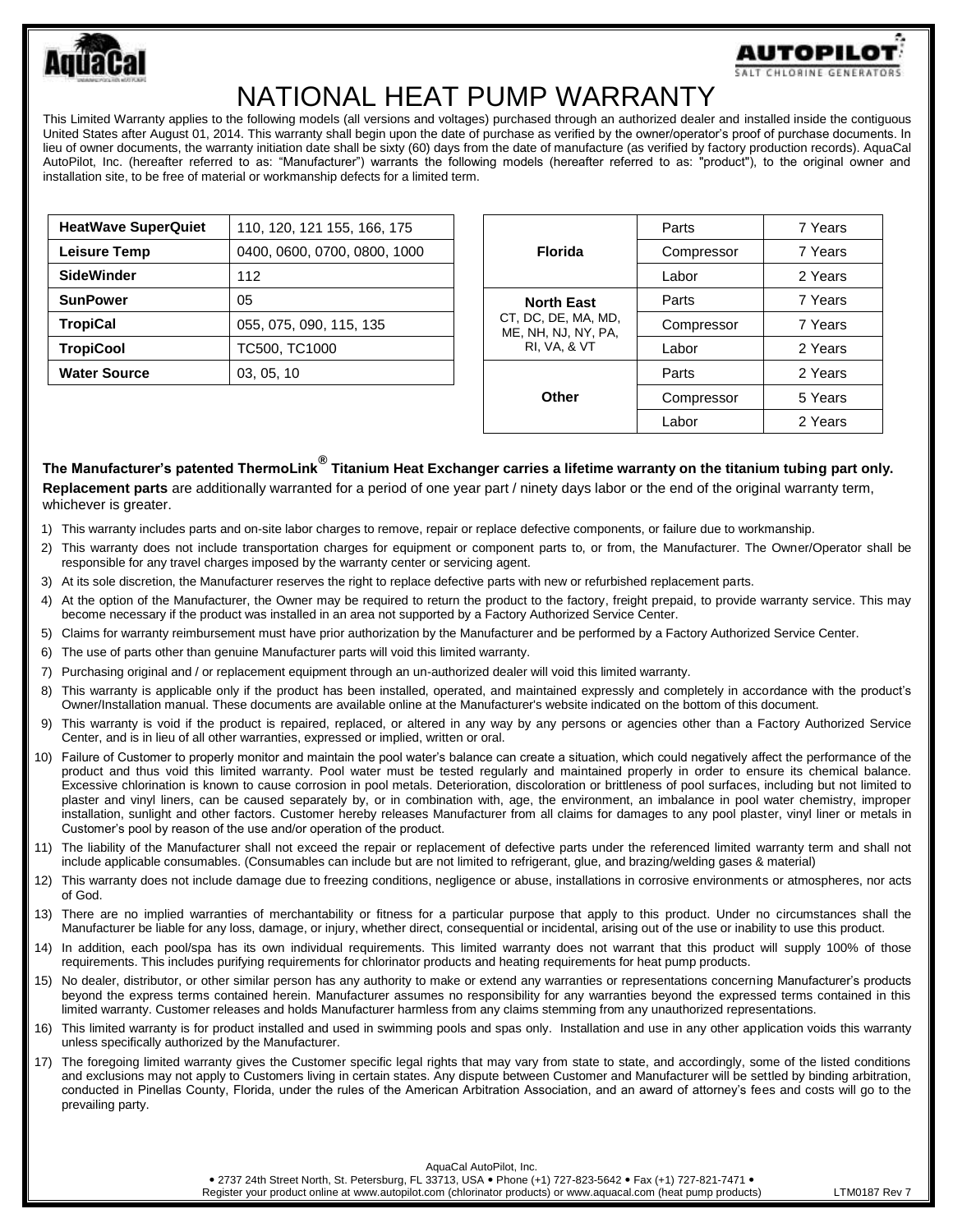# NATIONAL HEAT PUMP WARRANTY

This Limited Warranty applies to the following models (all versions and voltages) purchased through an authorized dealer and installed inside the contiguous United States after August 01, 2014. This warranty shall begin upon the date of purchase as verified by the owner/operator's proof of purchase documents. In lieu of owner documents, the warranty initiation date shall be sixty (60) days from the date of manufacture (as verified by factory production records). AquaCal AutoPilot, Inc. (hereafter referred to as: "Manufacturer") warrants the following models (hereafter referred to as: "product"), to the original owner and installation site, to be free of material or workmanship defects for a limited term.

| Model | Versions |
|---|---|
| **HeatWave SuperQuiet** | 110, 120, 121 155, 166, 175 |
| **Leisure Temp** | 0400, 0600, 0700, 0800, 1000 |
| **SideWinder** | 112 |
| **SunPower** | 05 |
| **TropiCal** | 055, 075, 090, 115, 135 |
| **TropiCool** | TC500, TC1000 |
| **Water Source** | 03, 05, 10 |

| Region | Coverage | Term |
|---|---|---|
| **Florida** | Parts | 7 Years |
| | Compressor | 7 Years |
| | Labor | 2 Years |
| **North East** CT, DC, DE, MA, MD, ME, NH, NJ, NY, PA, RI, VA, & VT | Parts | 7 Years |
| | Compressor | 7 Years |
| | Labor | 2 Years |
| **Other** | Parts | 2 Years |
| | Compressor | 5 Years |
| | Labor | 2 Years |

**The Manufacturer's patented ThermoLink® Titanium Heat Exchanger carries a lifetime warranty on the titanium tubing part only.**

**Replacement parts** are additionally warranted for a period of one year part / ninety days labor or the end of the original warranty term, whichever is greater.

1) This warranty includes parts and on-site labor charges to remove, repair or replace defective components, or failure due to workmanship.
2) This warranty does not include transportation charges for equipment or component parts to, or from, the Manufacturer. The Owner/Operator shall be responsible for any travel charges imposed by the warranty center or servicing agent.
3) At its sole discretion, the Manufacturer reserves the right to replace defective parts with new or refurbished replacement parts.
4) At the option of the Manufacturer, the Owner may be required to return the product to the factory, freight prepaid, to provide warranty service. This may become necessary if the product was installed in an area not supported by a Factory Authorized Service Center.
5) Claims for warranty reimbursement must have prior authorization by the Manufacturer and be performed by a Factory Authorized Service Center.
6) The use of parts other than genuine Manufacturer parts will void this limited warranty.
7) Purchasing original and / or replacement equipment through an un-authorized dealer will void this limited warranty.
8) This warranty is applicable only if the product has been installed, operated, and maintained expressly and completely in accordance with the product's Owner/Installation manual. These documents are available online at the Manufacturer's website indicated on the bottom of this document.
9) This warranty is void if the product is repaired, replaced, or altered in any way by any persons or agencies other than a Factory Authorized Service Center, and is in lieu of all other warranties, expressed or implied, written or oral.
10) Failure of Customer to properly monitor and maintain the pool water's balance can create a situation, which could negatively affect the performance of the product and thus void this limited warranty. Pool water must be tested regularly and maintained properly in order to ensure its chemical balance. Excessive chlorination is known to cause corrosion in pool metals. Deterioration, discoloration or brittleness of pool surfaces, including but not limited to plaster and vinyl liners, can be caused separately by, or in combination with, age, the environment, an imbalance in pool water chemistry, improper installation, sunlight and other factors. Customer hereby releases Manufacturer from all claims for damages to any pool plaster, vinyl liner or metals in Customer's pool by reason of the use and/or operation of the product.
11) The liability of the Manufacturer shall not exceed the repair or replacement of defective parts under the referenced limited warranty term and shall not include applicable consumables. (Consumables can include but are not limited to refrigerant, glue, and brazing/welding gases & material)
12) This warranty does not include damage due to freezing conditions, negligence or abuse, installations in corrosive environments or atmospheres, nor acts of God.
13) There are no implied warranties of merchantability or fitness for a particular purpose that apply to this product. Under no circumstances shall the Manufacturer be liable for any loss, damage, or injury, whether direct, consequential or incidental, arising out of the use or inability to use this product.
14) In addition, each pool/spa has its own individual requirements. This limited warranty does not warrant that this product will supply 100% of those requirements. This includes purifying requirements for chlorinator products and heating requirements for heat pump products.
15) No dealer, distributor, or other similar person has any authority to make or extend any warranties or representations concerning Manufacturer's products beyond the express terms contained herein. Manufacturer assumes no responsibility for any warranties beyond the expressed terms contained in this limited warranty. Customer releases and holds Manufacturer harmless from any claims stemming from any unauthorized representations.
16) This limited warranty is for product installed and used in swimming pools and spas only. Installation and use in any other application voids this warranty unless specifically authorized by the Manufacturer.
17) The foregoing limited warranty gives the Customer specific legal rights that may vary from state to state, and accordingly, some of the listed conditions and exclusions may not apply to Customers living in certain states. Any dispute between Customer and Manufacturer will be settled by binding arbitration, conducted in Pinellas County, Florida, under the rules of the American Arbitration Association, and an award of attorney's fees and costs will go to the prevailing party.

AquaCal AutoPilot, Inc.
• 2737 24th Street North, St. Petersburg, FL 33713, USA • Phone (+1) 727-823-5642 • Fax (+1) 727-821-7471 •
Register your product online at www.autopilot.com (chlorinator products) or www.aquacal.com (heat pump products) LTM0187 Rev 7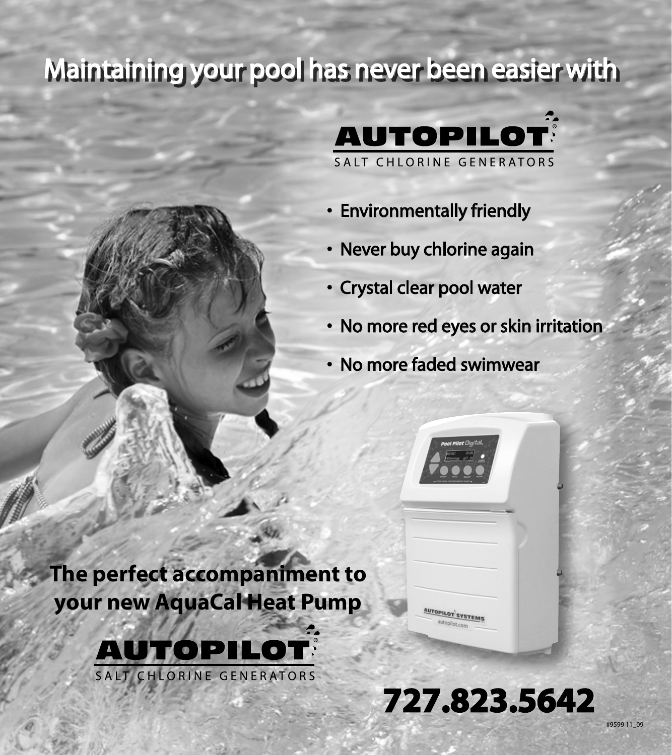# Maintaining your pool has never been easier with

**AUTOPILOT®**
SALT CHLORINE GENERATORS

- Environmentally friendly
- Never buy chlorine again
- Crystal clear pool water
- No more red eyes or skin irritation
- No more faded swimwear

**The perfect accompaniment to your new AquaCal Heat Pump**

**AUTOPILOT®**
SALT CHLORINE GENERATORS

**727.823.5642**

#9599 11_09